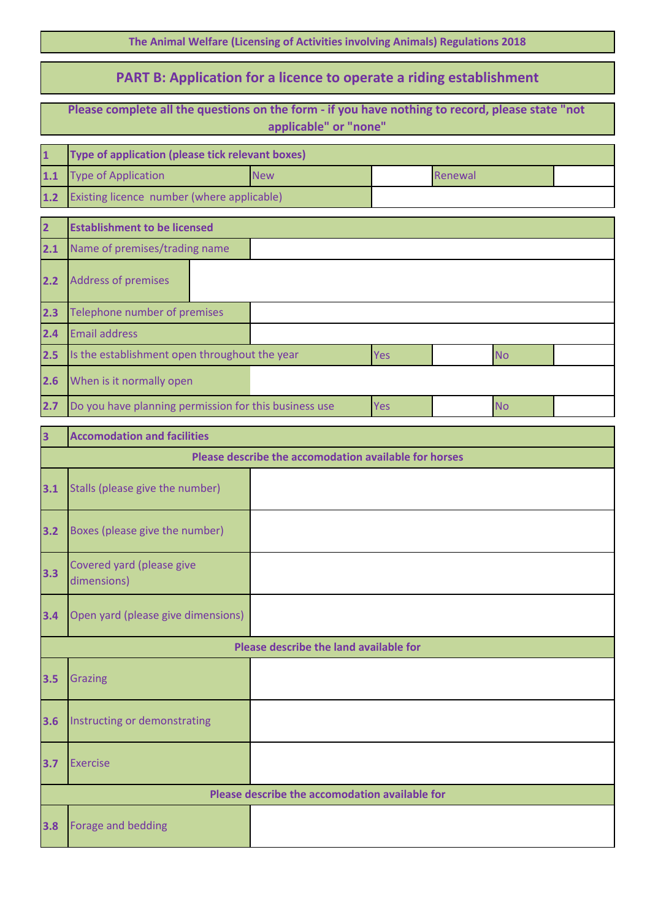**The Animal Welfare (Licensing of Activities involving Animals) Regulations 2018**

## PART B: Application for a licence to operate a riding establishment

**Please complete all the questions on the form - if you have nothing to record, please state "not applicable" or "none"**

| **1** | **Type of application (please tick relevant boxes)** | | | | |
|---|---|---|---|---|---|
| 1.1 | Type of Application | New | | Renewal | |
| 1.2 | Existing licence number (where applicable) | | | | |

| **2** | **Establishment to be licensed** | | | | |
|---|---|---|---|---|---|
| 2.1 | Name of premises/trading name | | | | |
| 2.2 | Address of premises | | | | |
| 2.3 | Telephone number of premises | | | | |
| 2.4 | Email address | | | | |
| 2.5 | Is the establishment open throughout the year | Yes | | No | |
| 2.6 | When is it normally open | | | | |
| 2.7 | Do you have planning permission for this business use | Yes | | No | |

| **3** | **Accomodation and facilities** | |
|---|---|---|
| | **Please describe the accomodation available for horses** | |
| 3.1 | Stalls (please give the number) | |
| 3.2 | Boxes (please give the number) | |
| 3.3 | Covered yard (please give dimensions) | |
| 3.4 | Open yard (please give dimensions) | |
| | **Please describe the land available for** | |
| 3.5 | Grazing | |
| 3.6 | Instructing or demonstrating | |
| 3.7 | Exercise | |
| | **Please describe the accomodation available for** | |
| 3.8 | Forage and bedding | |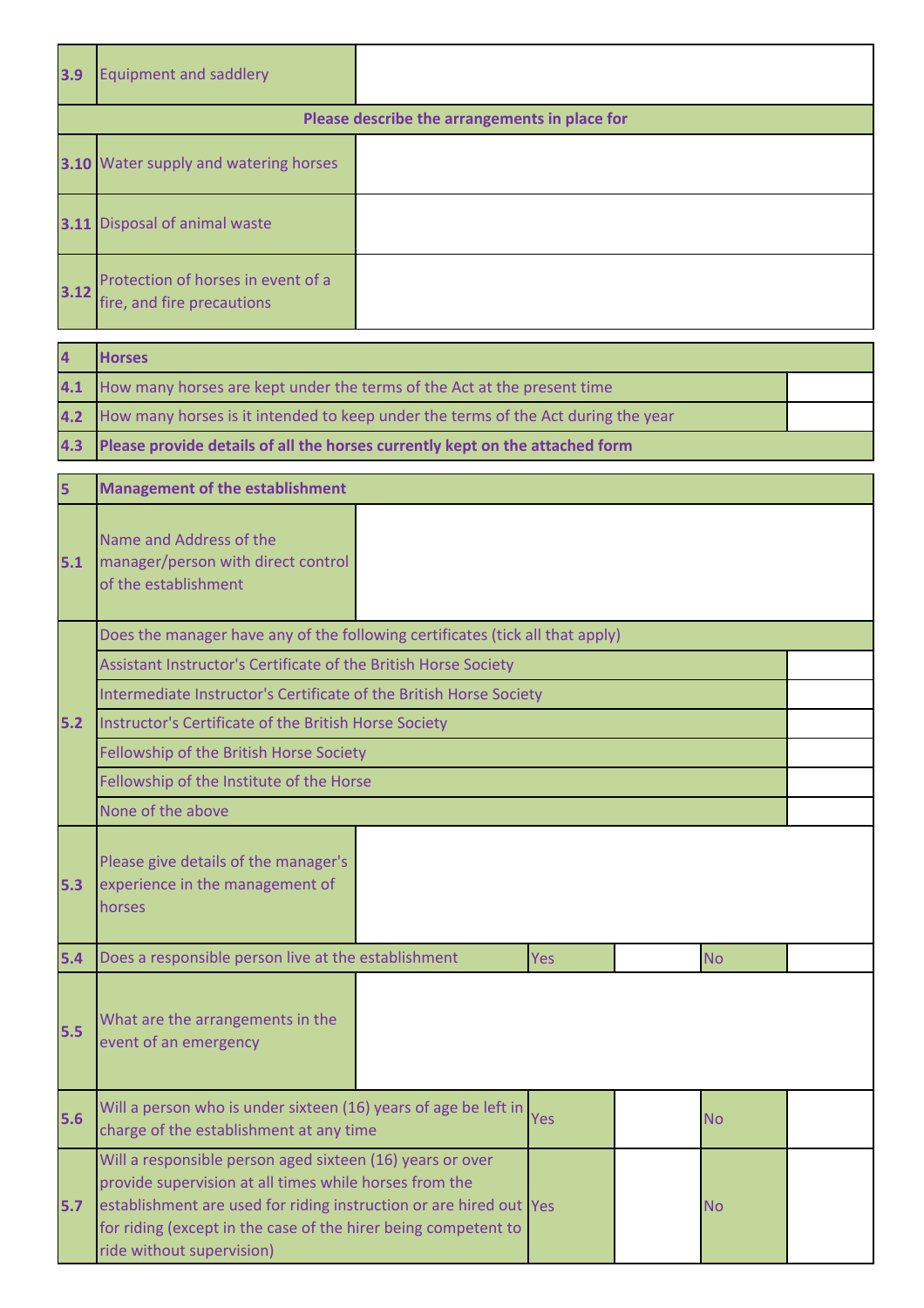| | | |
|---|---|---|
| 3.9 | Equipment and saddlery | |
| | **Please describe the arrangements in place for** | |
| 3.10 | Water supply and watering horses | |
| 3.11 | Disposal of animal waste | |
| 3.12 | Protection of horses in event of a fire, and fire precautions | |

| | | |
|---|---|---|
| **4** | **Horses** | |
| 4.1 | How many horses are kept under the terms of the Act at the present time | |
| 4.2 | How many horses is it intended to keep under the terms of the Act during the year | |
| 4.3 | **Please provide details of all the horses currently kept on the attached form** | |

| | | | | | |
|---|---|---|---|---|---|
| **5** | **Management of the establishment** | | | | |
| 5.1 | Name and Address of the manager/person with direct control of the establishment | | | | |
| 5.2 | Does the manager have any of the following certificates (tick all that apply) | | | | |
| | Assistant Instructor's Certificate of the British Horse Society | | | | |
| | Intermediate Instructor's Certificate of the British Horse Society | | | | |
| | Instructor's Certificate of the British Horse Society | | | | |
| | Fellowship of the British Horse Society | | | | |
| | Fellowship of the Institute of the Horse | | | | |
| | None of the above | | | | |
| 5.3 | Please give details of the manager's experience in the management of horses | | | | |
| 5.4 | Does a responsible person live at the establishment | Yes | | No | |
| 5.5 | What are the arrangements in the event of an emergency | | | | |
| 5.6 | Will a person who is under sixteen (16) years of age be left in charge of the establishment at any time | Yes | | No | |
| 5.7 | Will a responsible person aged sixteen (16) years or over provide supervision at all times while horses from the establishment are used for riding instruction or are hired out for riding (except in the case of the hirer being competent to ride without supervision) | Yes | | No | |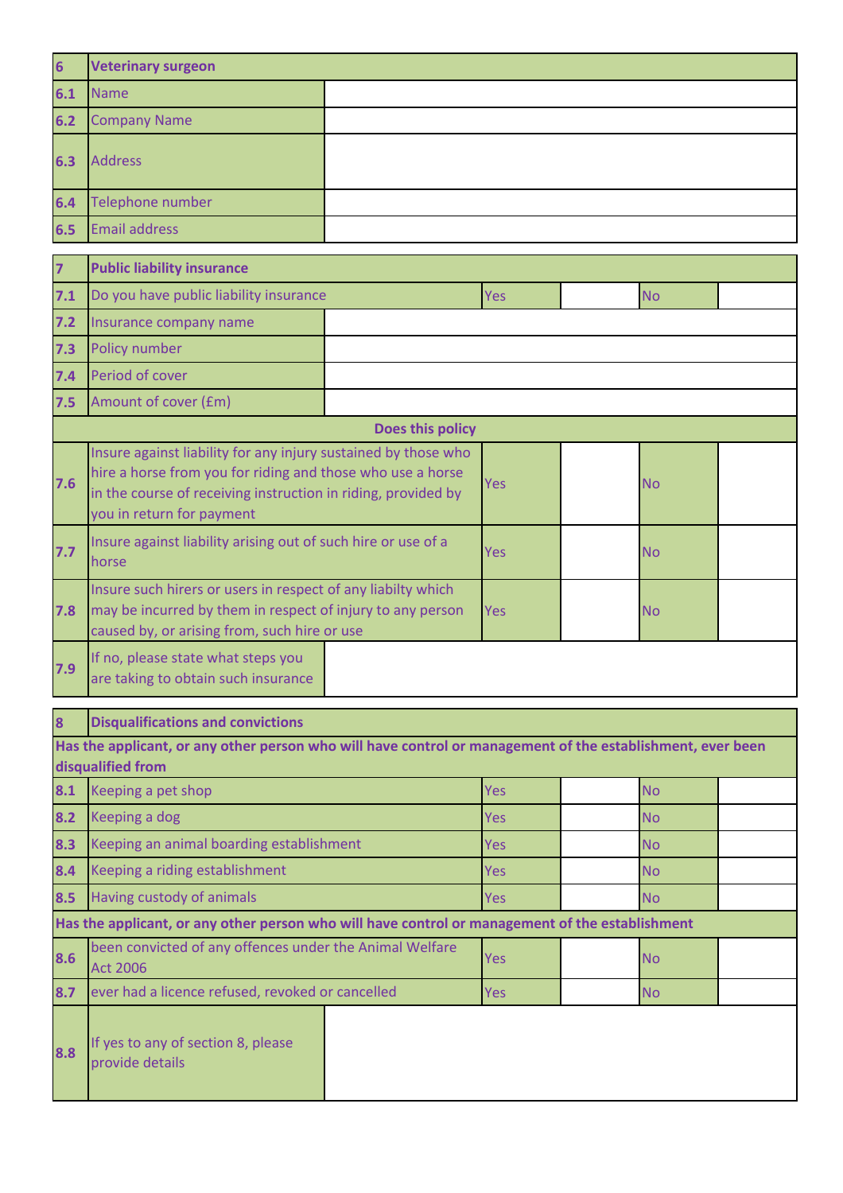| 6 | Veterinary surgeon |
|---|---|
| 6.1 | Name | |
| 6.2 | Company Name | |
| 6.3 | Address | |
| 6.4 | Telephone number | |
| 6.5 | Email address | |

| 7 | Public liability insurance | | | | |
|---|---|---|---|---|---|
| 7.1 | Do you have public liability insurance | Yes | | No | |
| 7.2 | Insurance company name | | | | |
| 7.3 | Policy number | | | | |
| 7.4 | Period of cover | | | | |
| 7.5 | Amount of cover (£m) | | | | |
| | **Does this policy** | | | | |
| 7.6 | Insure against liability for any injury sustained by those who hire a horse from you for riding and those who use a horse in the course of receiving instruction in riding, provided by you in return for payment | Yes | | No | |
| 7.7 | Insure against liability arising out of such hire or use of a horse | Yes | | No | |
| 7.8 | Insure such hirers or users in respect of any liabilty which may be incurred by them in respect of injury to any person caused by, or arising from, such hire or use | Yes | | No | |
| 7.9 | If no, please state what steps you are taking to obtain such insurance | | | | |

| 8 | Disqualifications and convictions | | | | |
|---|---|---|---|---|---|
| | **Has the applicant, or any other person who will have control or management of the establishment, ever been disqualified from** | | | | |
| 8.1 | Keeping a pet shop | Yes | | No | |
| 8.2 | Keeping a dog | Yes | | No | |
| 8.3 | Keeping an animal boarding establishment | Yes | | No | |
| 8.4 | Keeping a riding establishment | Yes | | No | |
| 8.5 | Having custody of animals | Yes | | No | |
| | **Has the applicant, or any other person who will have control or management of the establishment** | | | | |
| 8.6 | been convicted of any offences under the Animal Welfare Act 2006 | Yes | | No | |
| 8.7 | ever had a licence refused, revoked or cancelled | Yes | | No | |
| 8.8 | If yes to any of section 8, please provide details | | | | |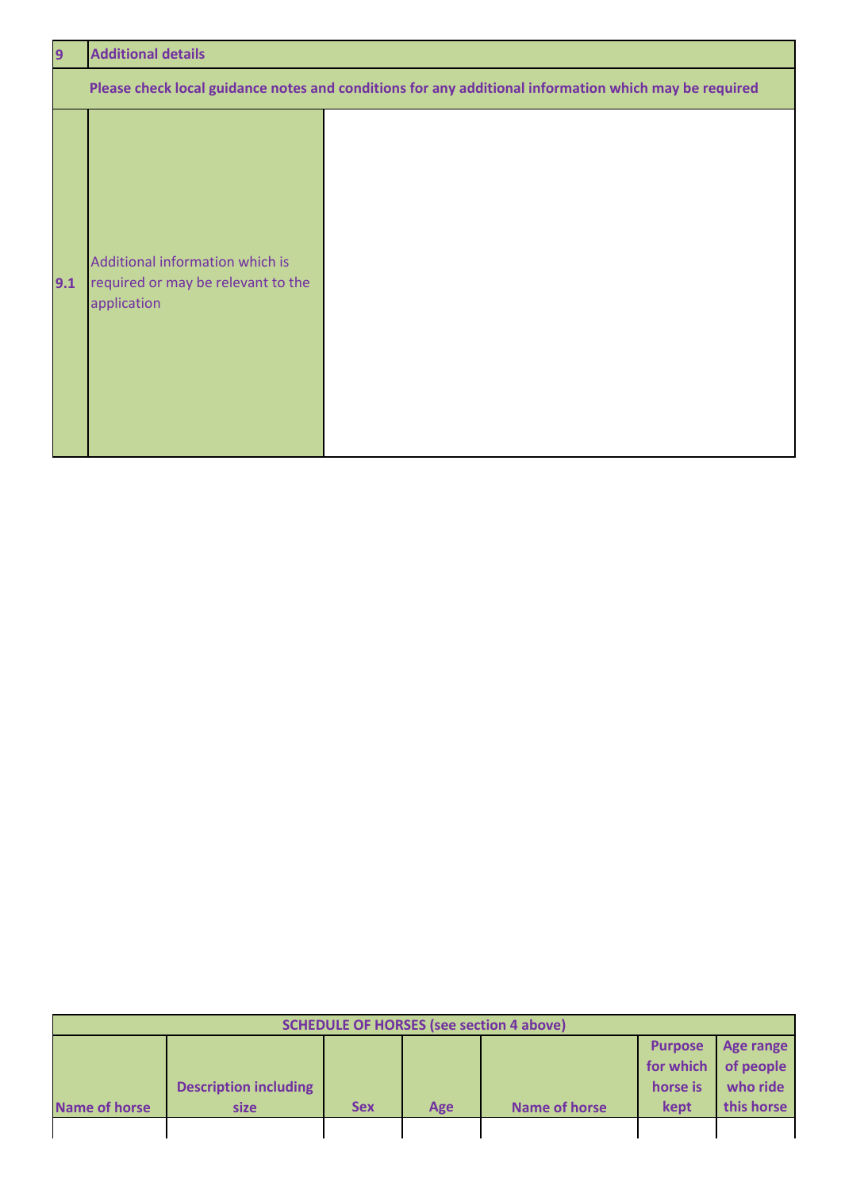| 9 | Additional details | |
|---|---|---|
| | **Please check local guidance notes and conditions for any additional information which may be required** | |
| 9.1 | Additional information which is required or may be relevant to the application | |

| SCHEDULE OF HORSES (see section 4 above) | | | | | | |
|---|---|---|---|---|---|---|
| **Name of horse** | **Description including size** | **Sex** | **Age** | **Name of horse** | **Purpose for which horse is kept** | **Age range of people who ride this horse** |
| | | | | | | |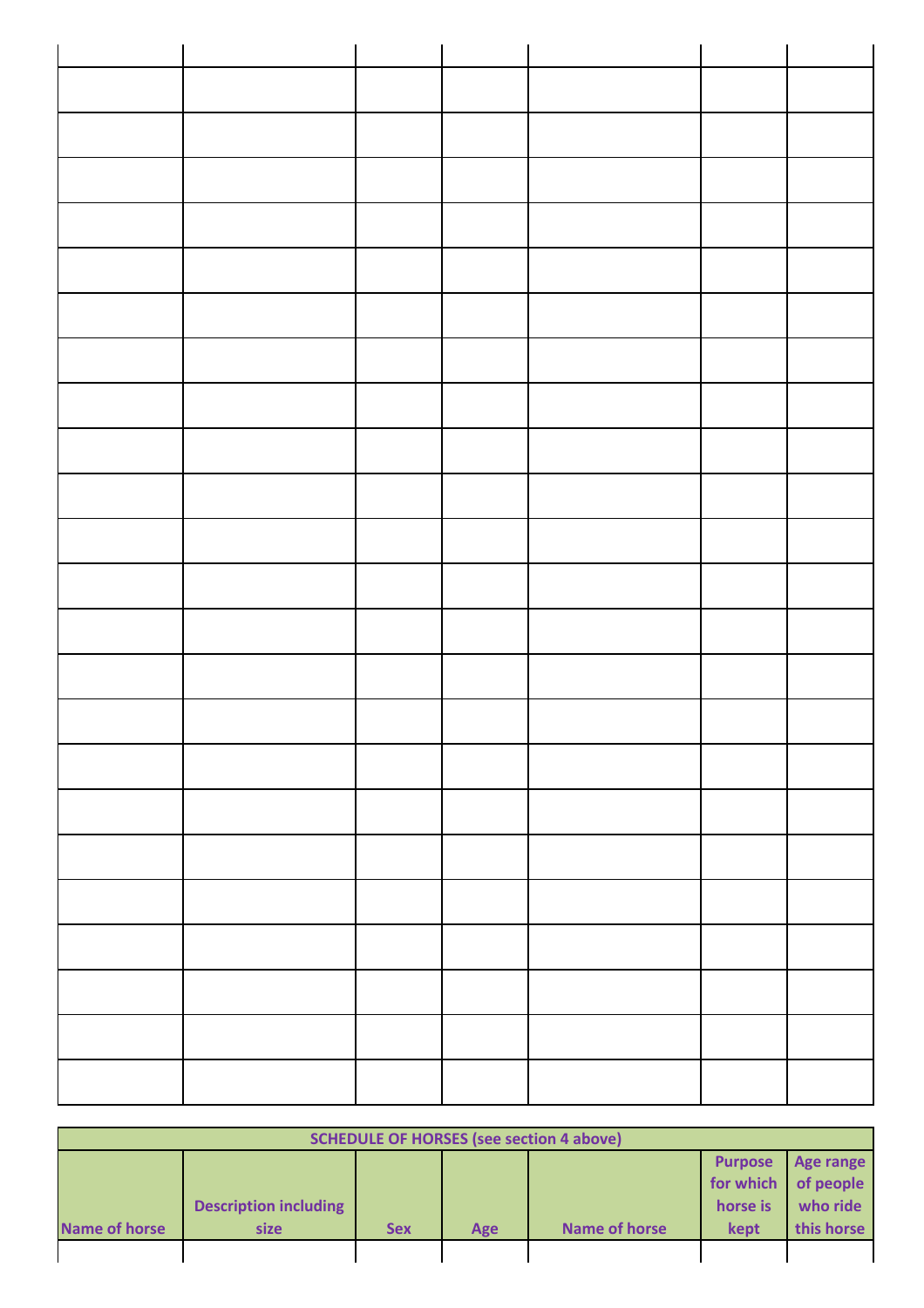| | | | | | | |
|---|---|---|---|---|---|---|
| | | | | | | |
| | | | | | | |
| | | | | | | |
| | | | | | | |
| | | | | | | |
| | | | | | | |
| | | | | | | |
| | | | | | | |
| | | | | | | |
| | | | | | | |
| | | | | | | |
| | | | | | | |
| | | | | | | |
| | | | | | | |
| | | | | | | |
| | | | | | | |
| | | | | | | |
| | | | | | | |
| | | | | | | |
| | | | | | | |
| | | | | | | |
| | | | | | | |
| | | | | | | |
| | | | | | | |

**SCHEDULE OF HORSES (see section 4 above)**

| Name of horse | Description including size | Sex | Age | Name of horse | Purpose for which horse is kept | Age range of people who ride this horse |
|---|---|---|---|---|---|---|
| | | | | | | |